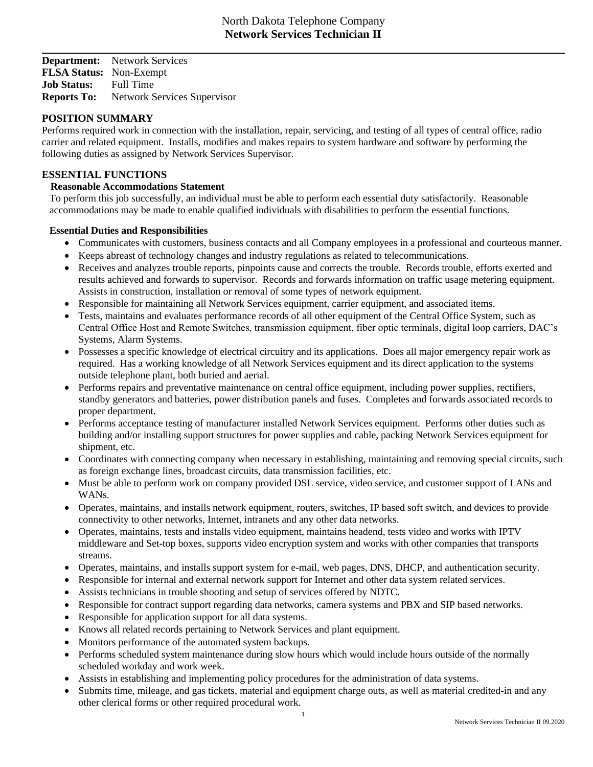# North Dakota Telephone Company
## Network Services Technician II

**Department:** Network Services
**FLSA Status:** Non-Exempt
**Job Status:** Full Time
**Reports To:** Network Services Supervisor

## POSITION SUMMARY

Performs required work in connection with the installation, repair, servicing, and testing of all types of central office, radio carrier and related equipment. Installs, modifies and makes repairs to system hardware and software by performing the following duties as assigned by Network Services Supervisor.

## ESSENTIAL FUNCTIONS

### Reasonable Accommodations Statement

To perform this job successfully, an individual must be able to perform each essential duty satisfactorily. Reasonable accommodations may be made to enable qualified individuals with disabilities to perform the essential functions.

### Essential Duties and Responsibilities

- Communicates with customers, business contacts and all Company employees in a professional and courteous manner.
- Keeps abreast of technology changes and industry regulations as related to telecommunications.
- Receives and analyzes trouble reports, pinpoints cause and corrects the trouble. Records trouble, efforts exerted and results achieved and forwards to supervisor. Records and forwards information on traffic usage metering equipment. Assists in construction, installation or removal of some types of network equipment.
- Responsible for maintaining all Network Services equipment, carrier equipment, and associated items.
- Tests, maintains and evaluates performance records of all other equipment of the Central Office System, such as Central Office Host and Remote Switches, transmission equipment, fiber optic terminals, digital loop carriers, DAC's Systems, Alarm Systems.
- Possesses a specific knowledge of electrical circuitry and its applications. Does all major emergency repair work as required. Has a working knowledge of all Network Services equipment and its direct application to the systems outside telephone plant, both buried and aerial.
- Performs repairs and preventative maintenance on central office equipment, including power supplies, rectifiers, standby generators and batteries, power distribution panels and fuses. Completes and forwards associated records to proper department.
- Performs acceptance testing of manufacturer installed Network Services equipment. Performs other duties such as building and/or installing support structures for power supplies and cable, packing Network Services equipment for shipment, etc.
- Coordinates with connecting company when necessary in establishing, maintaining and removing special circuits, such as foreign exchange lines, broadcast circuits, data transmission facilities, etc.
- Must be able to perform work on company provided DSL service, video service, and customer support of LANs and WANs.
- Operates, maintains, and installs network equipment, routers, switches, IP based soft switch, and devices to provide connectivity to other networks, Internet, intranets and any other data networks.
- Operates, maintains, tests and installs video equipment, maintains headend, tests video and works with IPTV middleware and Set-top boxes, supports video encryption system and works with other companies that transports streams.
- Operates, maintains, and installs support system for e-mail, web pages, DNS, DHCP, and authentication security.
- Responsible for internal and external network support for Internet and other data system related services.
- Assists technicians in trouble shooting and setup of services offered by NDTC.
- Responsible for contract support regarding data networks, camera systems and PBX and SIP based networks.
- Responsible for application support for all data systems.
- Knows all related records pertaining to Network Services and plant equipment.
- Monitors performance of the automated system backups.
- Performs scheduled system maintenance during slow hours which would include hours outside of the normally scheduled workday and work week.
- Assists in establishing and implementing policy procedures for the administration of data systems.
- Submits time, mileage, and gas tickets, material and equipment charge outs, as well as material credited-in and any other clerical forms or other required procedural work.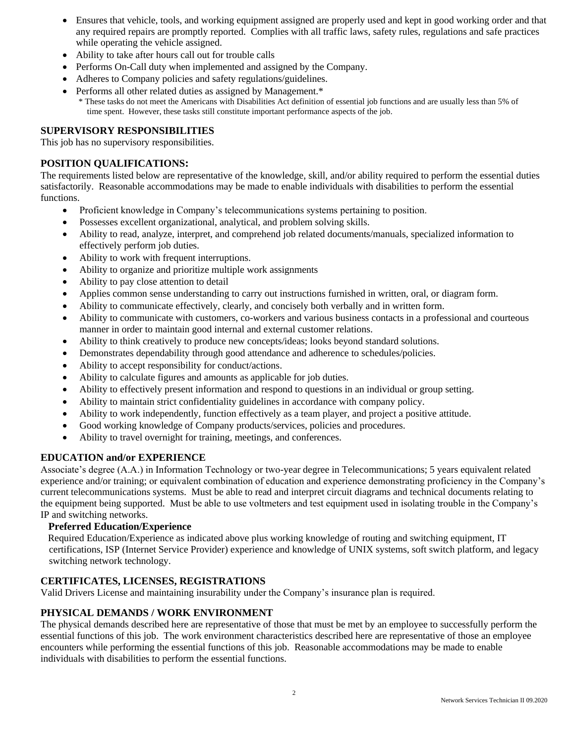- Ensures that vehicle, tools, and working equipment assigned are properly used and kept in good working order and that any required repairs are promptly reported. Complies with all traffic laws, safety rules, regulations and safe practices while operating the vehicle assigned.
- Ability to take after hours call out for trouble calls
- Performs On-Call duty when implemented and assigned by the Company.
- Adheres to Company policies and safety regulations/guidelines.
- Performs all other related duties as assigned by Management.*
  * These tasks do not meet the Americans with Disabilities Act definition of essential job functions and are usually less than 5% of time spent. However, these tasks still constitute important performance aspects of the job.

## SUPERVISORY RESPONSIBILITIES

This job has no supervisory responsibilities.

## POSITION QUALIFICATIONS:

The requirements listed below are representative of the knowledge, skill, and/or ability required to perform the essential duties satisfactorily. Reasonable accommodations may be made to enable individuals with disabilities to perform the essential functions.

- Proficient knowledge in Company's telecommunications systems pertaining to position.
- Possesses excellent organizational, analytical, and problem solving skills.
- Ability to read, analyze, interpret, and comprehend job related documents/manuals, specialized information to effectively perform job duties.
- Ability to work with frequent interruptions.
- Ability to organize and prioritize multiple work assignments
- Ability to pay close attention to detail
- Applies common sense understanding to carry out instructions furnished in written, oral, or diagram form.
- Ability to communicate effectively, clearly, and concisely both verbally and in written form.
- Ability to communicate with customers, co-workers and various business contacts in a professional and courteous manner in order to maintain good internal and external customer relations.
- Ability to think creatively to produce new concepts/ideas; looks beyond standard solutions.
- Demonstrates dependability through good attendance and adherence to schedules/policies.
- Ability to accept responsibility for conduct/actions.
- Ability to calculate figures and amounts as applicable for job duties.
- Ability to effectively present information and respond to questions in an individual or group setting.
- Ability to maintain strict confidentiality guidelines in accordance with company policy.
- Ability to work independently, function effectively as a team player, and project a positive attitude.
- Good working knowledge of Company products/services, policies and procedures.
- Ability to travel overnight for training, meetings, and conferences.

## EDUCATION and/or EXPERIENCE

Associate's degree (A.A.) in Information Technology or two-year degree in Telecommunications; 5 years equivalent related experience and/or training; or equivalent combination of education and experience demonstrating proficiency in the Company's current telecommunications systems. Must be able to read and interpret circuit diagrams and technical documents relating to the equipment being supported. Must be able to use voltmeters and test equipment used in isolating trouble in the Company's IP and switching networks.

### Preferred Education/Experience

Required Education/Experience as indicated above plus working knowledge of routing and switching equipment, IT certifications, ISP (Internet Service Provider) experience and knowledge of UNIX systems, soft switch platform, and legacy switching network technology.

## CERTIFICATES, LICENSES, REGISTRATIONS

Valid Drivers License and maintaining insurability under the Company's insurance plan is required.

## PHYSICAL DEMANDS / WORK ENVIRONMENT

The physical demands described here are representative of those that must be met by an employee to successfully perform the essential functions of this job. The work environment characteristics described here are representative of those an employee encounters while performing the essential functions of this job. Reasonable accommodations may be made to enable individuals with disabilities to perform the essential functions.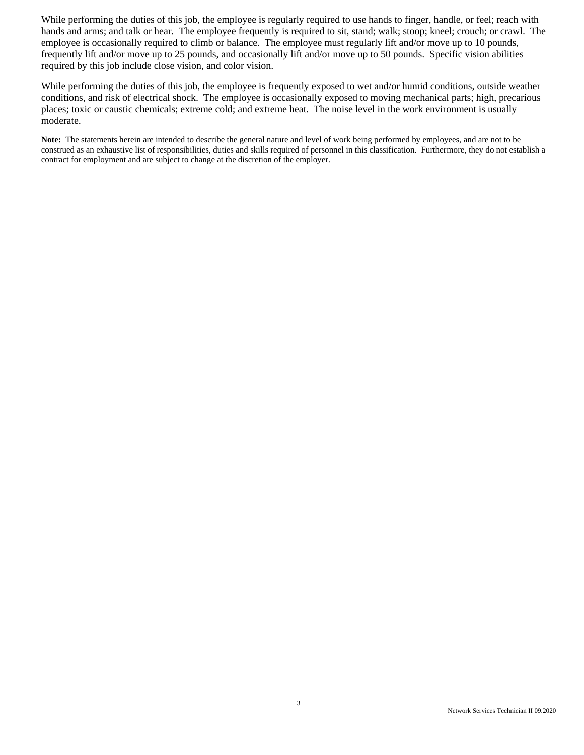While performing the duties of this job, the employee is regularly required to use hands to finger, handle, or feel; reach with hands and arms; and talk or hear. The employee frequently is required to sit, stand; walk; stoop; kneel; crouch; or crawl. The employee is occasionally required to climb or balance. The employee must regularly lift and/or move up to 10 pounds, frequently lift and/or move up to 25 pounds, and occasionally lift and/or move up to 50 pounds. Specific vision abilities required by this job include close vision, and color vision.

While performing the duties of this job, the employee is frequently exposed to wet and/or humid conditions, outside weather conditions, and risk of electrical shock. The employee is occasionally exposed to moving mechanical parts; high, precarious places; toxic or caustic chemicals; extreme cold; and extreme heat. The noise level in the work environment is usually moderate.

**Note:** The statements herein are intended to describe the general nature and level of work being performed by employees, and are not to be construed as an exhaustive list of responsibilities, duties and skills required of personnel in this classification. Furthermore, they do not establish a contract for employment and are subject to change at the discretion of the employer.